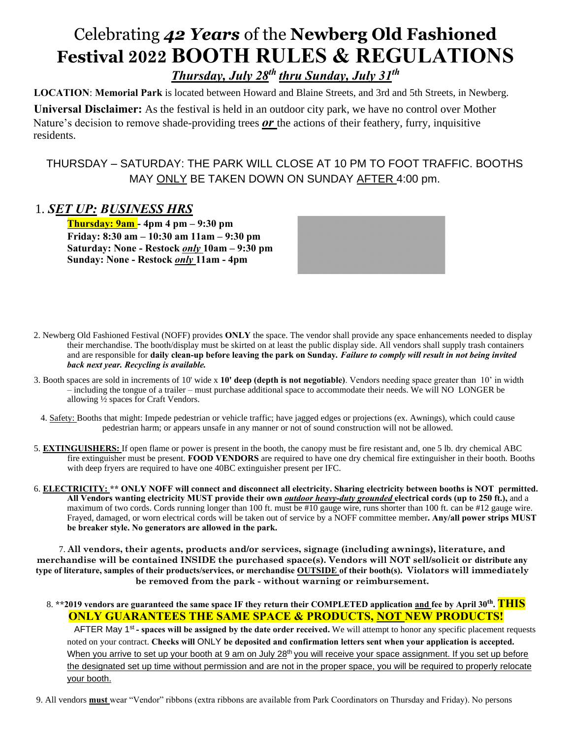# Celebrating *42 Years* of the **Newberg Old Fashioned Festival 2022 BOOTH RULES & REGULATIONS**

***Thursday, July 28th thru Sunday, July 31st***

**LOCATION**: **Memorial Park** is located between Howard and Blaine Streets, and 3rd and 5th Streets, in Newberg.

**Universal Disclaimer:** As the festival is held in an outdoor city park, we have no control over Mother Nature's decision to remove shade-providing trees ***or*** the actions of their feathery, furry, inquisitive residents.

THURSDAY – SATURDAY: THE PARK WILL CLOSE AT 10 PM TO FOOT TRAFFIC. BOOTHS MAY ONLY BE TAKEN DOWN ON SUNDAY AFTER 4:00 pm.

## 1. *SET UP: BUSINESS HRS*

**Thursday: 9am - 4pm 4 pm – 9:30 pm**
**Friday: 8:30 am – 10:30 am 11am – 9:30 pm**
**Saturday: None - Restock *only* 10am – 9:30 pm**
**Sunday: None - Restock *only* 11am - 4pm**

2. Newberg Old Fashioned Festival (NOFF) provides **ONLY** the space. The vendor shall provide any space enhancements needed to display their merchandise. The booth/display must be skirted on at least the public display side. All vendors shall supply trash containers and are responsible for **daily clean-up before leaving the park on Sunday.** ***Failure to comply will result in not being invited back next year. Recycling is available.***

3. Booth spaces are sold in increments of 10' wide x **10' deep (depth is not negotiable)**. Vendors needing space greater than 10' in width – including the tongue of a trailer – must purchase additional space to accommodate their needs. We will NO LONGER be allowing ½ spaces for Craft Vendors.

4. Safety: Booths that might: Impede pedestrian or vehicle traffic; have jagged edges or projections (ex. Awnings), which could cause pedestrian harm; or appears unsafe in any manner or not of sound construction will not be allowed.

5. **EXTINGUISHERS:** If open flame or power is present in the booth, the canopy must be fire resistant and, one 5 lb. dry chemical ABC fire extinguisher must be present. **FOOD VENDORS** are required to have one dry chemical fire extinguisher in their booth. Booths with deep fryers are required to have one 40BC extinguisher present per IFC.

6. **ELECTRICITY: \*\* ONLY NOFF will connect and disconnect all electricity. Sharing electricity between booths is NOT permitted. All Vendors wanting electricity MUST provide their own *outdoor heavy-duty grounded* electrical cords (up to 250 ft.),** and a maximum of two cords. Cords running longer than 100 ft. must be #10 gauge wire, runs shorter than 100 ft. can be #12 gauge wire. Frayed, damaged, or worn electrical cords will be taken out of service by a NOFF committee member**. Any/all power strips MUST be breaker style. No generators are allowed in the park.**

7. **All vendors, their agents, products and/or services, signage (including awnings), literature, and merchandise will be contained INSIDE the purchased space(s). Vendors will NOT sell/solicit or distribute any type of literature, samples of their products/services, or merchandise OUTSIDE of their booth(s). Violators will immediately be removed from the park - without warning or reimbursement.**

8. **\*\*2019 vendors are guaranteed the same space IF they return their COMPLETED application and fee by April 30th. THIS ONLY GUARANTEES THE SAME SPACE & PRODUCTS, NOT NEW PRODUCTS!**
AFTER May 1st **- spaces will be assigned by the date order received.** We will attempt to honor any specific placement requests noted on your contract. **Checks will** ONLY **be deposited and confirmation letters sent when your application is accepted.** When you arrive to set up your booth at 9 am on July 28th you will receive your space assignment. If you set up before the designated set up time without permission and are not in the proper space, you will be required to properly relocate your booth.

9. All vendors **must** wear "Vendor" ribbons (extra ribbons are available from Park Coordinators on Thursday and Friday). No persons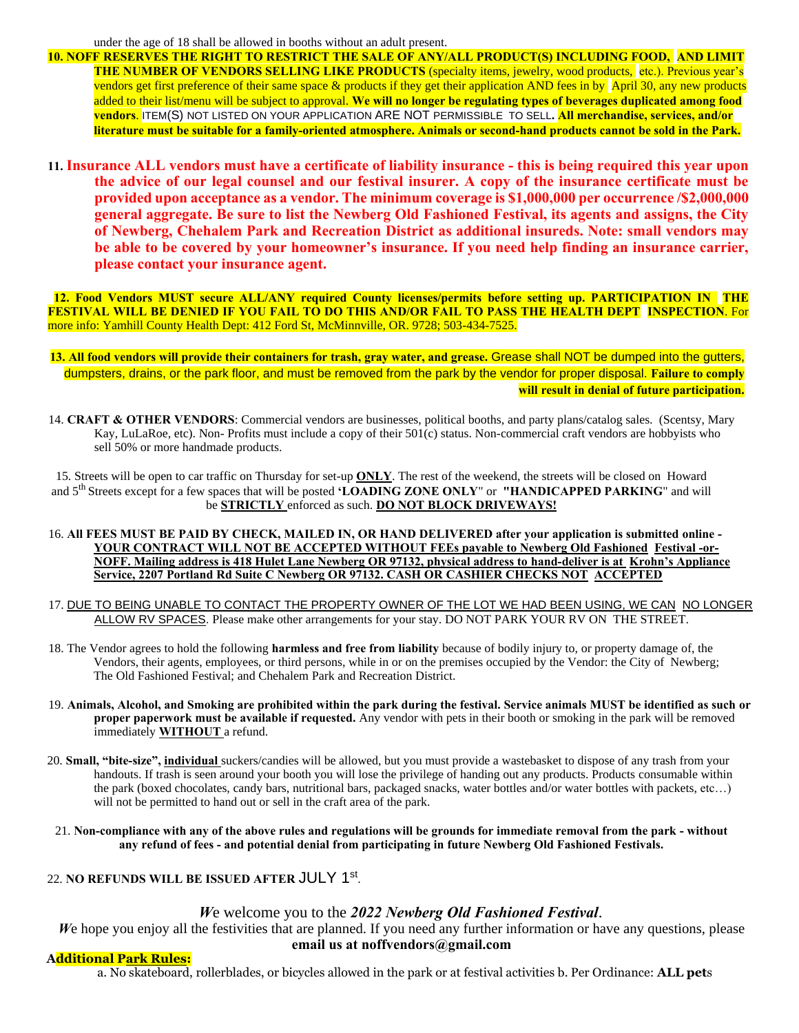under the age of 18 shall be allowed in booths without an adult present.

10. **NOFF RESERVES THE RIGHT TO RESTRICT THE SALE OF ANY/ALL PRODUCT(S) INCLUDING FOOD, AND LIMIT THE NUMBER OF VENDORS SELLING LIKE PRODUCTS** (specialty items, jewelry, wood products, etc.). Previous year's vendors get first preference of their same space & products if they get their application AND fees in by April 30, any new products added to their list/menu will be subject to approval. **We will no longer be regulating types of beverages duplicated among food vendors**. ITEM(S) NOT LISTED ON YOUR APPLICATION ARE NOT PERMISSIBLE TO SELL. **All merchandise, services, and/or literature must be suitable for a family-oriented atmosphere. Animals or second-hand products cannot be sold in the Park.**

11. **Insurance ALL vendors must have a certificate of liability insurance - this is being required this year upon the advice of our legal counsel and our festival insurer. A copy of the insurance certificate must be provided upon acceptance as a vendor. The minimum coverage is $1,000,000 per occurrence /$2,000,000 general aggregate. Be sure to list the Newberg Old Fashioned Festival, its agents and assigns, the City of Newberg, Chehalem Park and Recreation District as additional insureds. Note: small vendors may be able to be covered by your homeowner's insurance. If you need help finding an insurance carrier, please contact your insurance agent.**

12. **Food Vendors MUST secure ALL/ANY required County licenses/permits before setting up. PARTICIPATION IN THE FESTIVAL WILL BE DENIED IF YOU FAIL TO DO THIS AND/OR FAIL TO PASS THE HEALTH DEPT INSPECTION**. For more info: Yamhill County Health Dept: 412 Ford St, McMinnville, OR. 9728; 503-434-7525.

13. **All food vendors will provide their containers for trash, gray water, and grease.** Grease shall NOT be dumped into the gutters, dumpsters, drains, or the park floor, and must be removed from the park by the vendor for proper disposal. **Failure to comply will result in denial of future participation.**

14. **CRAFT & OTHER VENDORS**: Commercial vendors are businesses, political booths, and party plans/catalog sales. (Scentsy, Mary Kay, LuLaRoe, etc). Non- Profits must include a copy of their 501(c) status. Non-commercial craft vendors are hobbyists who sell 50% or more handmade products.

15. Streets will be open to car traffic on Thursday for set-up **ONLY**. The rest of the weekend, the streets will be closed on Howard and 5th Streets except for a few spaces that will be posted **'LOADING ZONE ONLY**" or **"HANDICAPPED PARKING**" and will be **STRICTLY** enforced as such. **DO NOT BLOCK DRIVEWAYS!**

16. **All FEES MUST BE PAID BY CHECK, MAILED IN, OR HAND DELIVERED after your application is submitted online - YOUR CONTRACT WILL NOT BE ACCEPTED WITHOUT FEEs payable to Newberg Old Fashioned Festival -or- NOFF. Mailing address is 418 Hulet Lane Newberg OR 97132, physical address to hand-deliver is at Krohn's Appliance Service, 2207 Portland Rd Suite C Newberg OR 97132. CASH OR CASHIER CHECKS NOT ACCEPTED**

17. DUE TO BEING UNABLE TO CONTACT THE PROPERTY OWNER OF THE LOT WE HAD BEEN USING, WE CAN NO LONGER ALLOW RV SPACES. Please make other arrangements for your stay. DO NOT PARK YOUR RV ON THE STREET.

18. The Vendor agrees to hold the following **harmless and free from liability** because of bodily injury to, or property damage of, the Vendors, their agents, employees, or third persons, while in or on the premises occupied by the Vendor: the City of Newberg; The Old Fashioned Festival; and Chehalem Park and Recreation District.

19. **Animals, Alcohol, and Smoking are prohibited within the park during the festival. Service animals MUST be identified as such or proper paperwork must be available if requested.** Any vendor with pets in their booth or smoking in the park will be removed immediately **WITHOUT** a refund.

20. **Small, "bite-size", individual** suckers/candies will be allowed, but you must provide a wastebasket to dispose of any trash from your handouts. If trash is seen around your booth you will lose the privilege of handing out any products. Products consumable within the park (boxed chocolates, candy bars, nutritional bars, packaged snacks, water bottles and/or water bottles with packets, etc…) will not be permitted to hand out or sell in the craft area of the park.

21. **Non-compliance with any of the above rules and regulations will be grounds for immediate removal from the park - without any refund of fees - and potential denial from participating in future Newberg Old Fashioned Festivals.**

22. **NO REFUNDS WILL BE ISSUED AFTER** JULY 1st.

***W**e welcome you to the **2022 Newberg Old Fashioned Festival***.

*W*e hope you enjoy all the festivities that are planned. If you need any further information or have any questions, please **email us at noffvendors@gmail.com**

**Additional Park Rules:**

a. No skateboard, rollerblades, or bicycles allowed in the park or at festival activities b. Per Ordinance: **ALL pet**s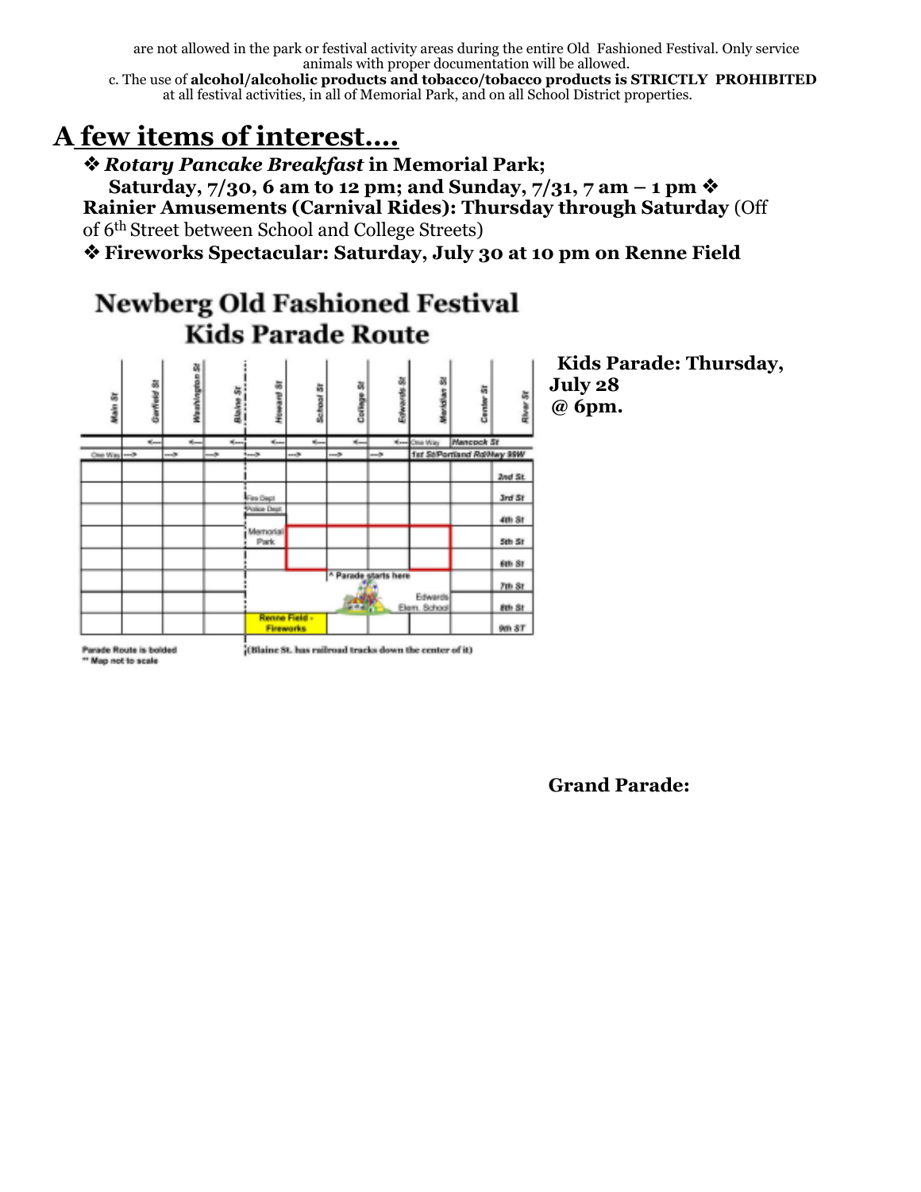are not allowed in the park or festival activity areas during the entire Old Fashioned Festival. Only service animals with proper documentation will be allowed.

c. The use of **alcohol/alcoholic products and tobacco/tobacco products is STRICTLY PROHIBITED** at all festival activities, in all of Memorial Park, and on all School District properties.

# A few items of interest....

❖ ***Rotary Pancake Breakfast*** **in Memorial Park; Saturday, 7/30, 6 am to 12 pm; and Sunday, 7/31, 7 am – 1 pm** ❖ **Rainier Amusements (Carnival Rides): Thursday through Saturday** (Off of 6th Street between School and College Streets)

❖ **Fireworks Spectacular: Saturday, July 30 at 10 pm on Renne Field**

## Newberg Old Fashioned Festival Kids Parade Route

Main St, Garfield St, Washington St, Blaine St, Howard St, School St, College St, Edwards St, Meridian St, Center St, River St

One Way — Hancock St

One Way — 1st St/Portland Rd/Hwy 99W

2nd St, 3rd St, 4th St, 5th St, 6th St, 7th St, 8th St, 9th ST

Fire Dept, Police Dept, Memorial Park, ^ Parade starts here, Edwards Elem. School, Renne Field - Fireworks

Parade Route is bolded

** Map not to scale

(Blaine St. has railroad tracks down the center of it)

**Kids Parade: Thursday, July 28 @ 6pm.**

**Grand Parade:**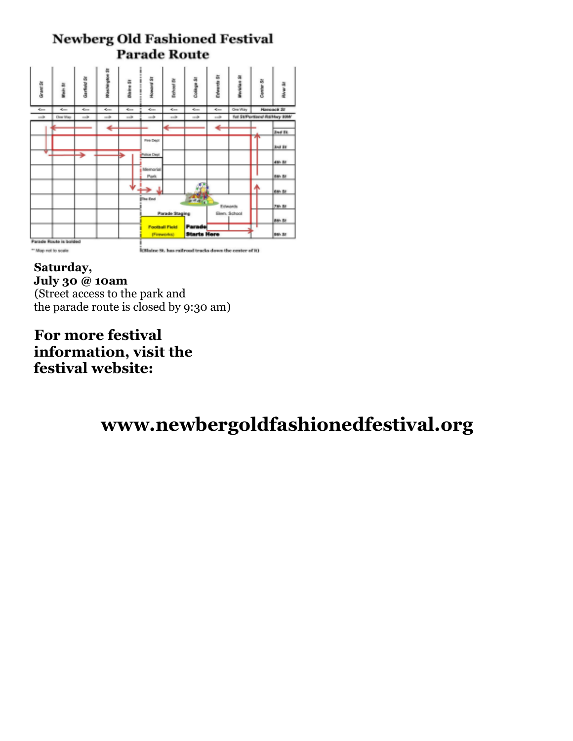# Newberg Old Fashioned Festival Parade Route

Grant St
Main St
Garfield St
Washington St
Blaine St
Howard St
School St
College St
Edwards St
Meridian St
Center St
River St

One Way
Hancock St
One Way
1st St/Portland Rd/Hwy 99W

2nd St
3rd St
4th St
5th St
6th St
7th St
8th St
9th St

Fire Dept
Police Dept
Memorial Park
The End
Parade Staging
Edwards Elem. School
Football Field (Fireworks)
Parade Starts Here

Parade Route is bolded
** Map not to scale
(Blaine St. has railroad tracks down the center of it)

**Saturday,**
**July 30 @ 10am**
(Street access to the park and the parade route is closed by 9:30 am)

**For more festival information, visit the festival website:**

**www.newbergoldfashionedfestival.org**